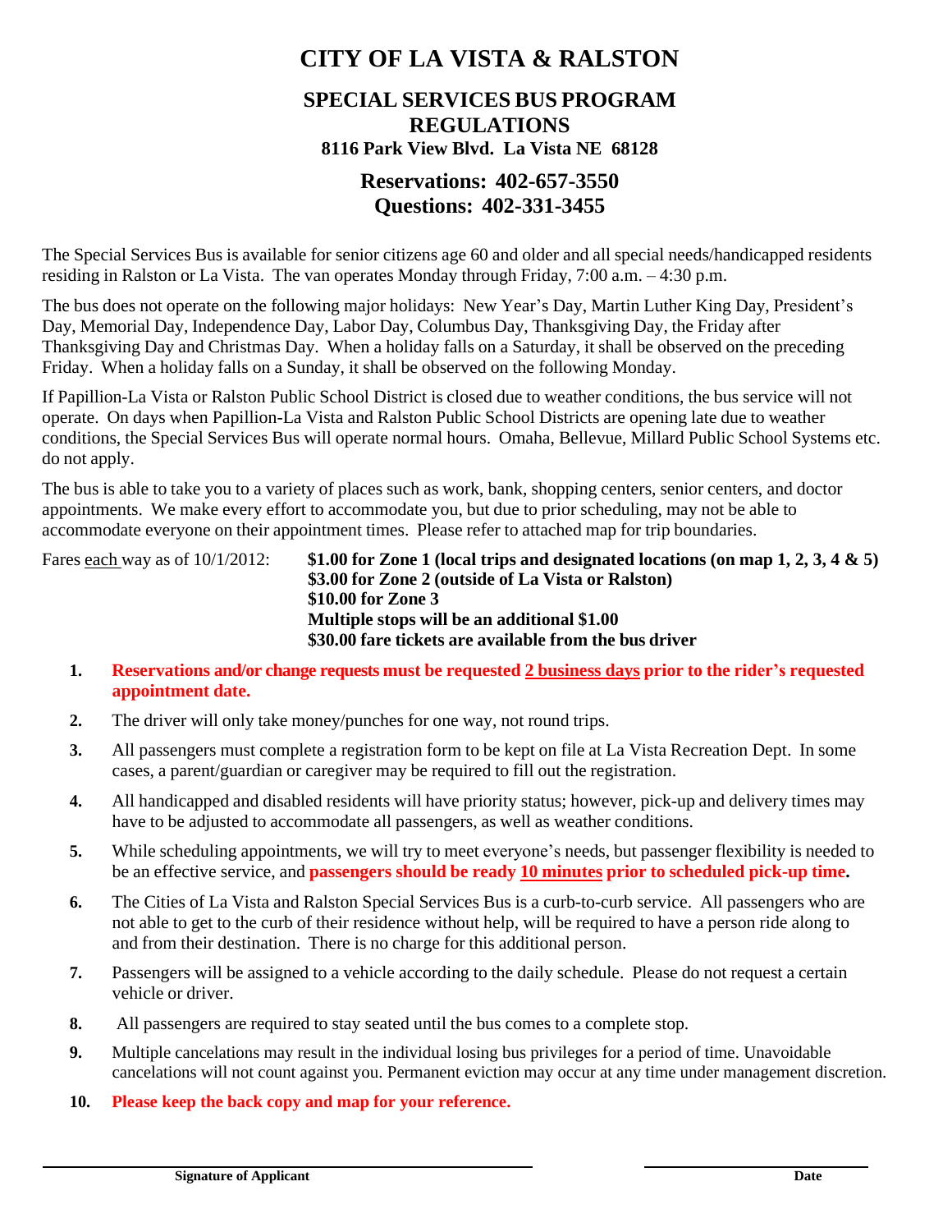# CITY OF LA VISTA & RALSTON

## SPECIAL SERVICES BUS PROGRAM REGULATIONS

**8116 Park View Blvd. La Vista NE 68128**

### Reservations: 402-657-3550
### Questions: 402-331-3455

The Special Services Bus is available for senior citizens age 60 and older and all special needs/handicapped residents residing in Ralston or La Vista. The van operates Monday through Friday, 7:00 a.m. – 4:30 p.m.

The bus does not operate on the following major holidays: New Year's Day, Martin Luther King Day, President's Day, Memorial Day, Independence Day, Labor Day, Columbus Day, Thanksgiving Day, the Friday after Thanksgiving Day and Christmas Day. When a holiday falls on a Saturday, it shall be observed on the preceding Friday. When a holiday falls on a Sunday, it shall be observed on the following Monday.

If Papillion-La Vista or Ralston Public School District is closed due to weather conditions, the bus service will not operate. On days when Papillion-La Vista and Ralston Public School Districts are opening late due to weather conditions, the Special Services Bus will operate normal hours. Omaha, Bellevue, Millard Public School Systems etc. do not apply.

The bus is able to take you to a variety of places such as work, bank, shopping centers, senior centers, and doctor appointments. We make every effort to accommodate you, but due to prior scheduling, may not be able to accommodate everyone on their appointment times. Please refer to attached map for trip boundaries.

Fares each way as of 10/1/2012:
**$1.00 for Zone 1 (local trips and designated locations (on map 1, 2, 3, 4 & 5)**
**$3.00 for Zone 2 (outside of La Vista or Ralston)**
**$10.00 for Zone 3**
**Multiple stops will be an additional $1.00**
**$30.00 fare tickets are available from the bus driver**

1. **Reservations and/or change requests must be requested 2 business days prior to the rider's requested appointment date.**
2. The driver will only take money/punches for one way, not round trips.
3. All passengers must complete a registration form to be kept on file at La Vista Recreation Dept. In some cases, a parent/guardian or caregiver may be required to fill out the registration.
4. All handicapped and disabled residents will have priority status; however, pick-up and delivery times may have to be adjusted to accommodate all passengers, as well as weather conditions.
5. While scheduling appointments, we will try to meet everyone's needs, but passenger flexibility is needed to be an effective service, and **passengers should be ready 10 minutes prior to scheduled pick-up time.**
6. The Cities of La Vista and Ralston Special Services Bus is a curb-to-curb service. All passengers who are not able to get to the curb of their residence without help, will be required to have a person ride along to and from their destination. There is no charge for this additional person.
7. Passengers will be assigned to a vehicle according to the daily schedule. Please do not request a certain vehicle or driver.
8. All passengers are required to stay seated until the bus comes to a complete stop.
9. Multiple cancelations may result in the individual losing bus privileges for a period of time. Unavoidable cancelations will not count against you. Permanent eviction may occur at any time under management discretion.
10. **Please keep the back copy and map for your reference.**

\_\_\_\_\_\_\_\_\_\_\_\_\_\_\_\_\_\_\_\_\_\_\_\_\_\_\_\_\_\_\_\_\_\_\_\_ \_\_\_\_\_\_\_\_\_\_\_\_\_\_\_\_\_\_

**Signature of Applicant** **Date**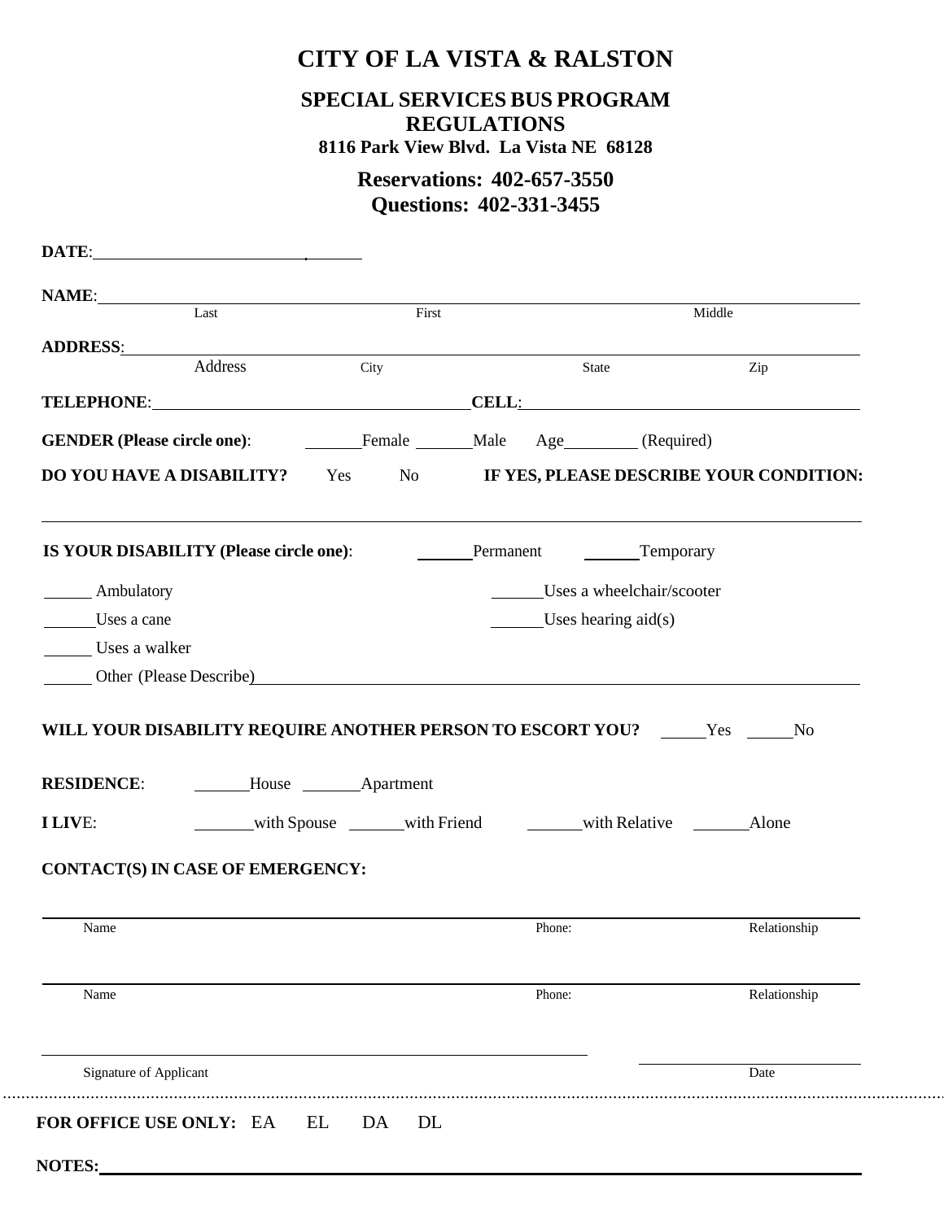# CITY OF LA VISTA & RALSTON

## SPECIAL SERVICES BUS PROGRAM REGULATIONS

**8116 Park View Blvd. La Vista NE 68128**

**Reservations: 402-657-3550**
**Questions: 402-331-3455**

**DATE**: ______________________, ______

**NAME**: ____________________________________________________________
Last First Middle

**ADDRESS**: ____________________________________________________________
Address City State Zip

**TELEPHONE**: ______________________________ **CELL**: ______________________________

**GENDER (Please circle one)**: ______Female ______Male Age________ (Required)

**DO YOU HAVE A DISABILITY?** Yes No **IF YES, PLEASE DESCRIBE YOUR CONDITION:**

____________________________________________________________

**IS YOUR DISABILITY (Please circle one)**: ______Permanent ______Temporary

______ Ambulatory
______ Uses a wheelchair/scooter
______ Uses a cane
______ Uses hearing aid(s)
______ Uses a walker
______ Other (Please Describe) ______________________________

**WILL YOUR DISABILITY REQUIRE ANOTHER PERSON TO ESCORT YOU?** _____Yes _____No

**RESIDENCE**: ______House ______Apartment

**I LIVE**: ______with Spouse ______with Friend ______with Relative ______Alone

**CONTACT(S) IN CASE OF EMERGENCY:**

____________________________________________________________
Name Phone: Relationship

____________________________________________________________
Name Phone: Relationship

______________________________ ______________
Signature of Applicant Date

**FOR OFFICE USE ONLY:** EA EL DA DL

**NOTES:** ____________________________________________________________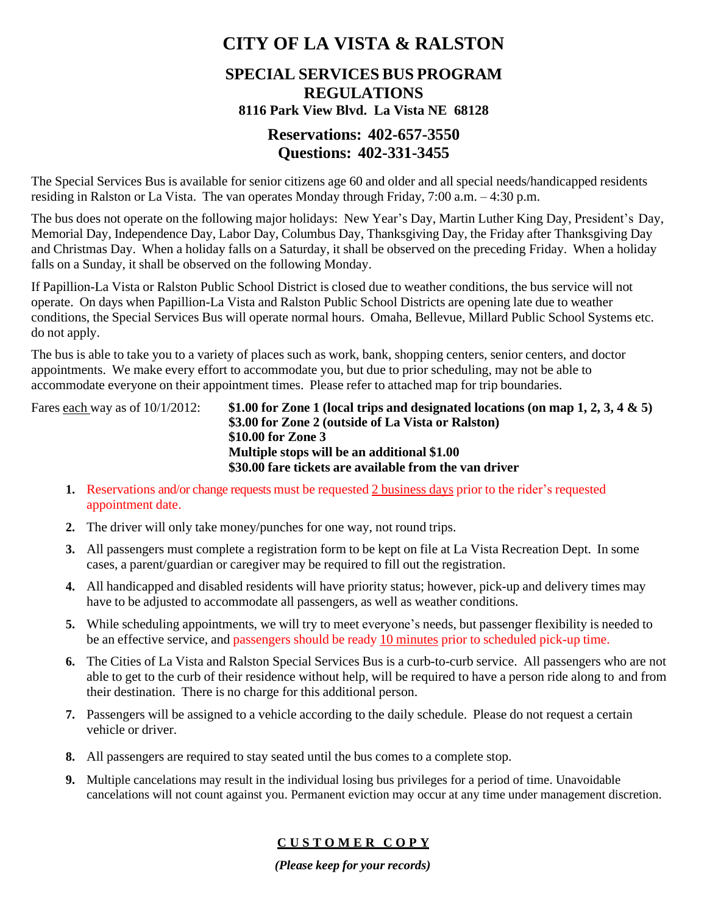# CITY OF LA VISTA & RALSTON

## SPECIAL SERVICES BUS PROGRAM REGULATIONS

**8116 Park View Blvd. La Vista NE 68128**

## Reservations: 402-657-3550
## Questions: 402-331-3455

The Special Services Bus is available for senior citizens age 60 and older and all special needs/handicapped residents residing in Ralston or La Vista. The van operates Monday through Friday, 7:00 a.m. – 4:30 p.m.

The bus does not operate on the following major holidays: New Year's Day, Martin Luther King Day, President's Day, Memorial Day, Independence Day, Labor Day, Columbus Day, Thanksgiving Day, the Friday after Thanksgiving Day and Christmas Day. When a holiday falls on a Saturday, it shall be observed on the preceding Friday. When a holiday falls on a Sunday, it shall be observed on the following Monday.

If Papillion-La Vista or Ralston Public School District is closed due to weather conditions, the bus service will not operate. On days when Papillion-La Vista and Ralston Public School Districts are opening late due to weather conditions, the Special Services Bus will operate normal hours. Omaha, Bellevue, Millard Public School Systems etc. do not apply.

The bus is able to take you to a variety of places such as work, bank, shopping centers, senior centers, and doctor appointments. We make every effort to accommodate you, but due to prior scheduling, may not be able to accommodate everyone on their appointment times. Please refer to attached map for trip boundaries.

Fares each way as of 10/1/2012:
**$1.00 for Zone 1 (local trips and designated locations (on map 1, 2, 3, 4 & 5)**
**$3.00 for Zone 2 (outside of La Vista or Ralston)**
**$10.00 for Zone 3**
**Multiple stops will be an additional $1.00**
**$30.00 fare tickets are available from the van driver**

1. Reservations and/or change requests must be requested 2 business days prior to the rider's requested appointment date.
2. The driver will only take money/punches for one way, not round trips.
3. All passengers must complete a registration form to be kept on file at La Vista Recreation Dept. In some cases, a parent/guardian or caregiver may be required to fill out the registration.
4. All handicapped and disabled residents will have priority status; however, pick-up and delivery times may have to be adjusted to accommodate all passengers, as well as weather conditions.
5. While scheduling appointments, we will try to meet everyone's needs, but passenger flexibility is needed to be an effective service, and passengers should be ready 10 minutes prior to scheduled pick-up time.
6. The Cities of La Vista and Ralston Special Services Bus is a curb-to-curb service. All passengers who are not able to get to the curb of their residence without help, will be required to have a person ride along to and from their destination. There is no charge for this additional person.
7. Passengers will be assigned to a vehicle according to the daily schedule. Please do not request a certain vehicle or driver.
8. All passengers are required to stay seated until the bus comes to a complete stop.
9. Multiple cancelations may result in the individual losing bus privileges for a period of time. Unavoidable cancelations will not count against you. Permanent eviction may occur at any time under management discretion.

**CUSTOMER COPY**

***(Please keep for your records)***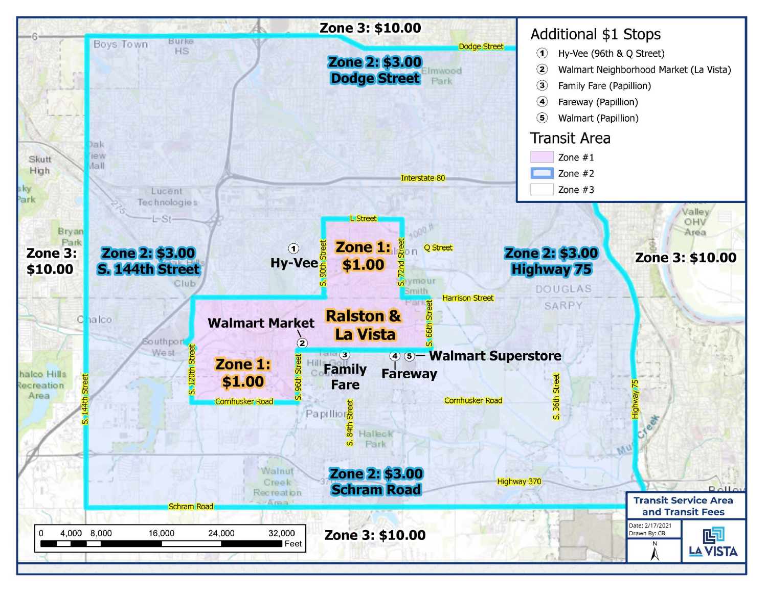# Transit Service Area and Transit Fees

## Additional $1 Stops

1. Hy-Vee (96th & Q Street)
2. Walmart Neighborhood Market (La Vista)
3. Family Fare (Papillion)
4. Fareway (Papillion)
5. Walmart (Papillion)

## Transit Area

- Zone #1
- Zone #2
- Zone #3

Zone 1: $1.00
Ralston & La Vista

Zone 2: $3.00 Dodge Street

Zone 2: $3.00 S. 144th Street

Zone 2: $3.00 Highway 75

Zone 2: $3.00 Schram Road

Zone 3: $10.00

Hy-Vee
Walmart Market
Family Fare
Fareway
Walmart Superstore

Dodge Street
Interstate 80
L Street
Q Street
Harrison Street
Cornhusker Road
Highway 370
Schram Road
S. 144th Street
S. 120th Street
S. 96th Street
S. 90th Street
S. 84th Street
S. 72nd Street
S. 66th Street
S. 36th Street
Highway 75

0 4,000 8,000 16,000 24,000 32,000 Feet

Date: 2/17/2021
Drawn By: CB

LA VISTA